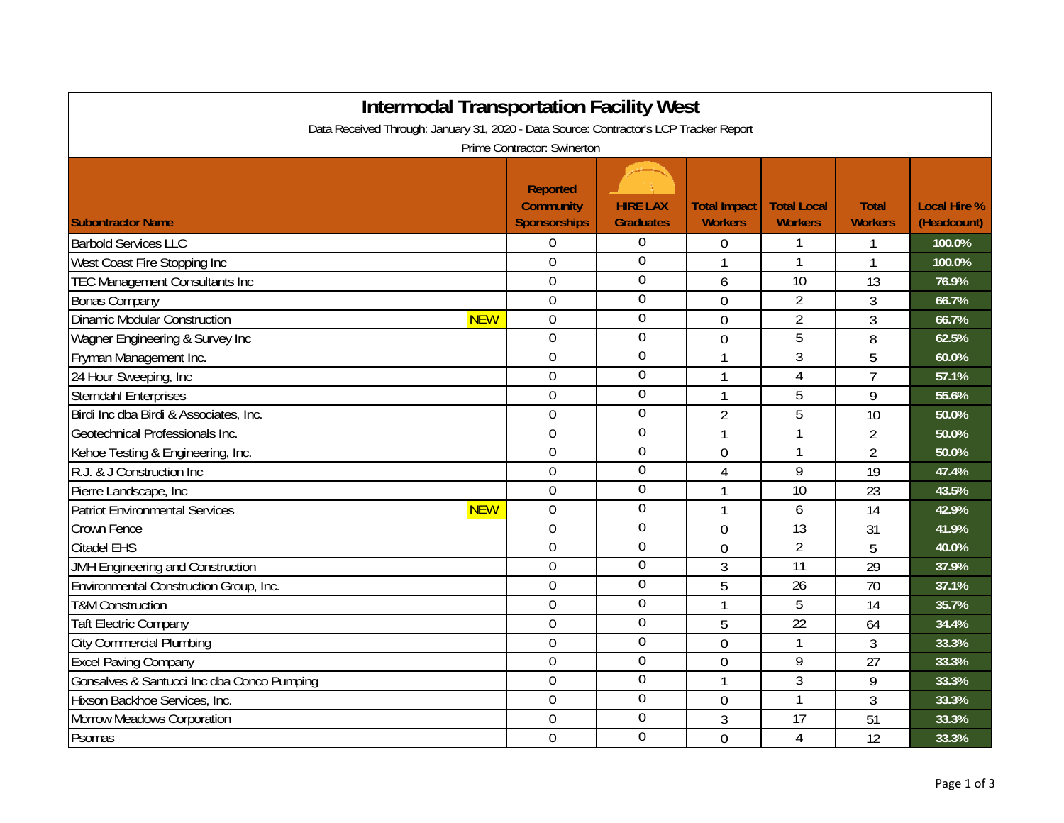# Intermodal Transportation Facility West

Data Received Through: January 31, 2020 - Data Source: Contractor's LCP Tracker Report

Prime Contractor: Swinerton

| Subontractor Name | | Reported Community Sponsorships | HIRE LAX Graduates | Total Impact Workers | Total Local Workers | Total Workers | Local Hire % (Headcount) |
|---|---|---|---|---|---|---|---|
| Barbold Services LLC | | 0 | 0 | 0 | 1 | 1 | 100.0% |
| West Coast Fire Stopping Inc | | 0 | 0 | 1 | 1 | 1 | 100.0% |
| TEC Management Consultants Inc | | 0 | 0 | 6 | 10 | 13 | 76.9% |
| Bonas Company | | 0 | 0 | 0 | 2 | 3 | 66.7% |
| Dinamic Modular Construction | NEW | 0 | 0 | 0 | 2 | 3 | 66.7% |
| Wagner Engineering & Survey Inc | | 0 | 0 | 0 | 5 | 8 | 62.5% |
| Fryman Management Inc. | | 0 | 0 | 1 | 3 | 5 | 60.0% |
| 24 Hour Sweeping, Inc | | 0 | 0 | 1 | 4 | 7 | 57.1% |
| Sterndahl Enterprises | | 0 | 0 | 1 | 5 | 9 | 55.6% |
| Birdi Inc dba Birdi & Associates, Inc. | | 0 | 0 | 2 | 5 | 10 | 50.0% |
| Geotechnical Professionals Inc. | | 0 | 0 | 1 | 1 | 2 | 50.0% |
| Kehoe Testing & Engineering, Inc. | | 0 | 0 | 0 | 1 | 2 | 50.0% |
| R.J. & J Construction Inc | | 0 | 0 | 4 | 9 | 19 | 47.4% |
| Pierre Landscape, Inc | | 0 | 0 | 1 | 10 | 23 | 43.5% |
| Patriot Environmental Services | NEW | 0 | 0 | 1 | 6 | 14 | 42.9% |
| Crown Fence | | 0 | 0 | 0 | 13 | 31 | 41.9% |
| Citadel EHS | | 0 | 0 | 0 | 2 | 5 | 40.0% |
| JMH Engineering and Construction | | 0 | 0 | 3 | 11 | 29 | 37.9% |
| Environmental Construction Group, Inc. | | 0 | 0 | 5 | 26 | 70 | 37.1% |
| T&M Construction | | 0 | 0 | 1 | 5 | 14 | 35.7% |
| Taft Electric Company | | 0 | 0 | 5 | 22 | 64 | 34.4% |
| City Commercial Plumbing | | 0 | 0 | 0 | 1 | 3 | 33.3% |
| Excel Paving Company | | 0 | 0 | 0 | 9 | 27 | 33.3% |
| Gonsalves & Santucci Inc dba Conco Pumping | | 0 | 0 | 1 | 3 | 9 | 33.3% |
| Hixson Backhoe Services, Inc. | | 0 | 0 | 0 | 1 | 3 | 33.3% |
| Morrow Meadows Corporation | | 0 | 0 | 3 | 17 | 51 | 33.3% |
| Psomas | | 0 | 0 | 0 | 4 | 12 | 33.3% |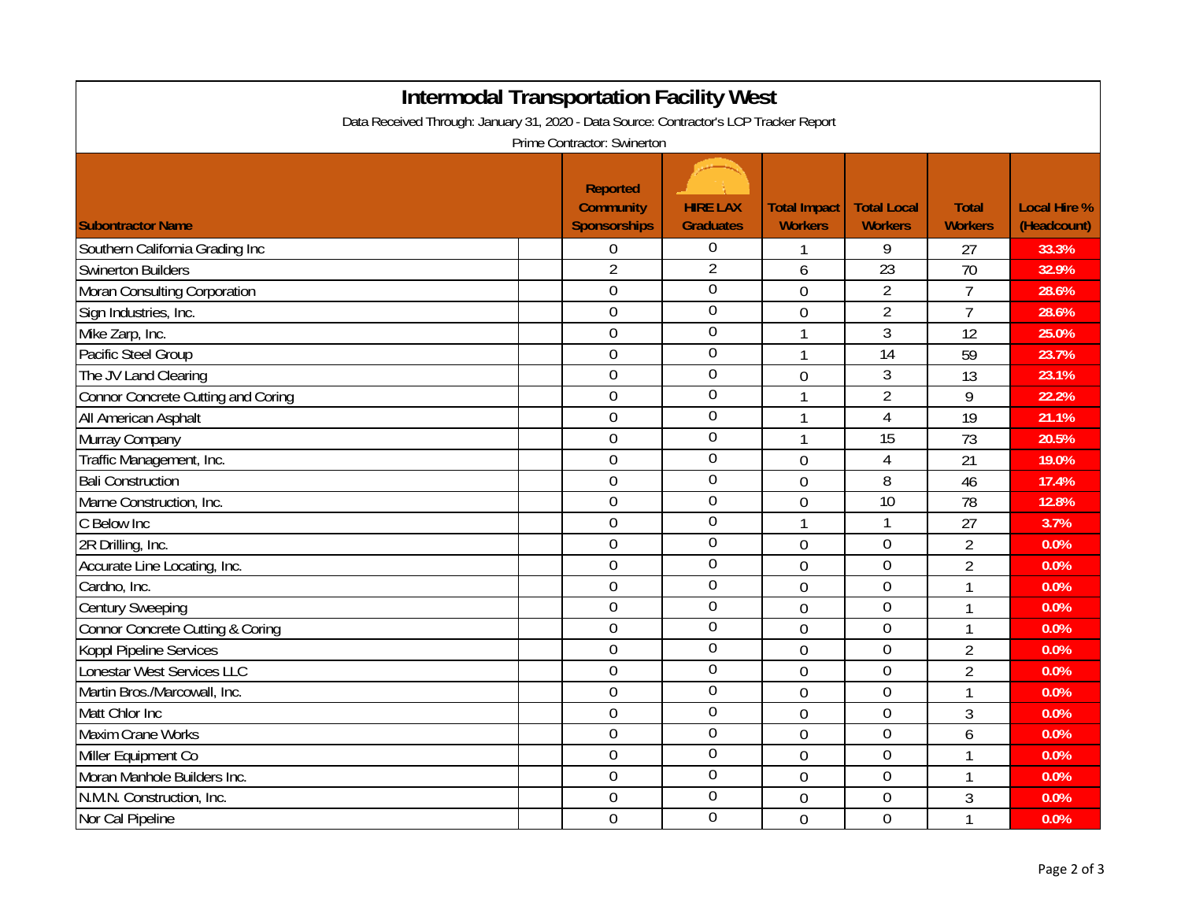# Intermodal Transportation Facility West

Data Received Through: January 31, 2020 - Data Source: Contractor's LCP Tracker Report

Prime Contractor: Swinerton

| Subontractor Name | Reported Community Sponsorships | HIRE LAX Graduates | Total Impact Workers | Total Local Workers | Total Workers | Local Hire % (Headcount) |
|---|---|---|---|---|---|---|
| Southern California Grading Inc | 0 | 0 | 1 | 9 | 27 | 33.3% |
| Swinerton Builders | 2 | 2 | 6 | 23 | 70 | 32.9% |
| Moran Consulting Corporation | 0 | 0 | 0 | 2 | 7 | 28.6% |
| Sign Industries, Inc. | 0 | 0 | 0 | 2 | 7 | 28.6% |
| Mike Zarp, Inc. | 0 | 0 | 1 | 3 | 12 | 25.0% |
| Pacific Steel Group | 0 | 0 | 1 | 14 | 59 | 23.7% |
| The JV Land Clearing | 0 | 0 | 0 | 3 | 13 | 23.1% |
| Connor Concrete Cutting and Coring | 0 | 0 | 1 | 2 | 9 | 22.2% |
| All American Asphalt | 0 | 0 | 1 | 4 | 19 | 21.1% |
| Murray Company | 0 | 0 | 1 | 15 | 73 | 20.5% |
| Traffic Management, Inc. | 0 | 0 | 0 | 4 | 21 | 19.0% |
| Bali Construction | 0 | 0 | 0 | 8 | 46 | 17.4% |
| Marne Construction, Inc. | 0 | 0 | 0 | 10 | 78 | 12.8% |
| C Below Inc | 0 | 0 | 1 | 1 | 27 | 3.7% |
| 2R Drilling, Inc. | 0 | 0 | 0 | 0 | 2 | 0.0% |
| Accurate Line Locating, Inc. | 0 | 0 | 0 | 0 | 2 | 0.0% |
| Cardno, Inc. | 0 | 0 | 0 | 0 | 1 | 0.0% |
| Century Sweeping | 0 | 0 | 0 | 0 | 1 | 0.0% |
| Connor Concrete Cutting & Coring | 0 | 0 | 0 | 0 | 1 | 0.0% |
| Koppl Pipeline Services | 0 | 0 | 0 | 0 | 2 | 0.0% |
| Lonestar West Services LLC | 0 | 0 | 0 | 0 | 2 | 0.0% |
| Martin Bros./Marcowall, Inc. | 0 | 0 | 0 | 0 | 1 | 0.0% |
| Matt Chlor Inc | 0 | 0 | 0 | 0 | 3 | 0.0% |
| Maxim Crane Works | 0 | 0 | 0 | 0 | 6 | 0.0% |
| Miller Equipment Co | 0 | 0 | 0 | 0 | 1 | 0.0% |
| Moran Manhole Builders Inc. | 0 | 0 | 0 | 0 | 1 | 0.0% |
| N.M.N. Construction, Inc. | 0 | 0 | 0 | 0 | 3 | 0.0% |
| Nor Cal Pipeline | 0 | 0 | 0 | 0 | 1 | 0.0% |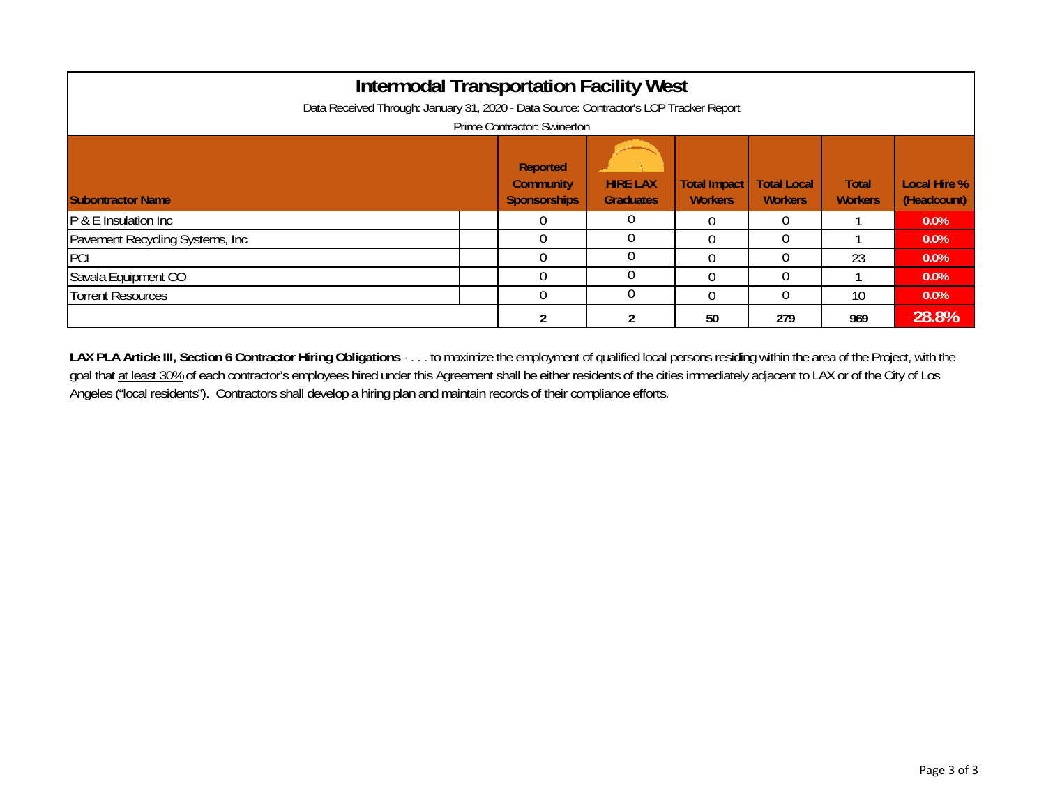# Intermodal Transportation Facility West

Data Received Through: January 31, 2020 - Data Source: Contractor's LCP Tracker Report

Prime Contractor: Swinerton

| Subcontractor Name | Reported Community Sponsorships | HIRE LAX Graduates | Total Impact Workers | Total Local Workers | Total Workers | Local Hire % (Headcount) |
|---|---|---|---|---|---|---|
| P & E Insulation Inc | 0 | 0 | 0 | 0 | 1 | 0.0% |
| Pavement Recycling Systems, Inc | 0 | 0 | 0 | 0 | 1 | 0.0% |
| PCI | 0 | 0 | 0 | 0 | 23 | 0.0% |
| Savala Equipment CO | 0 | 0 | 0 | 0 | 1 | 0.0% |
| Torrent Resources | 0 | 0 | 0 | 0 | 10 | 0.0% |
| | **2** | **2** | **50** | **279** | **969** | **28.8%** |

**LAX PLA Article III, Section 6 Contractor Hiring Obligations** - . . . to maximize the employment of qualified local persons residing within the area of the Project, with the goal that at least 30% of each contractor's employees hired under this Agreement shall be either residents of the cities immediately adjacent to LAX or of the City of Los Angeles ("local residents"). Contractors shall develop a hiring plan and maintain records of their compliance efforts.